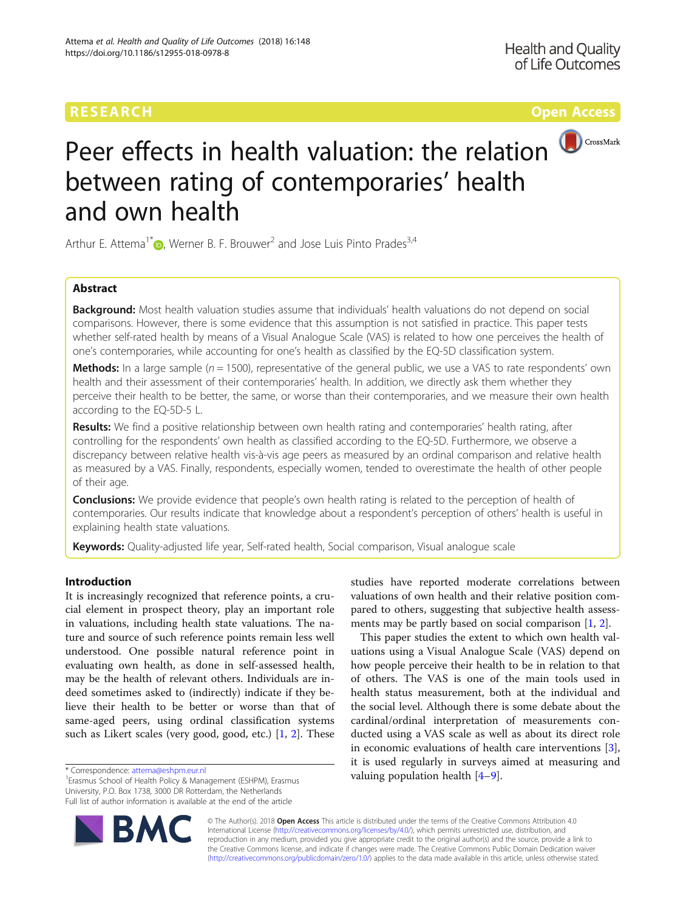RESEARCH

Open Access

# Peer effects in health valuation: the relation between rating of contemporaries' health and own health

Arthur E. Attema[1*], Werner B. F. Brouwer[2] and Jose Luis Pinto Prades[3,4]

## Abstract

**Background:** Most health valuation studies assume that individuals' health valuations do not depend on social comparisons. However, there is some evidence that this assumption is not satisfied in practice. This paper tests whether self-rated health by means of a Visual Analogue Scale (VAS) is related to how one perceives the health of one's contemporaries, while accounting for one's health as classified by the EQ-5D classification system.

**Methods:** In a large sample ($n = 1500$), representative of the general public, we use a VAS to rate respondents' own health and their assessment of their contemporaries' health. In addition, we directly ask them whether they perceive their health to be better, the same, or worse than their contemporaries, and we measure their own health according to the EQ-5D-5 L.

**Results:** We find a positive relationship between own health rating and contemporaries' health rating, after controlling for the respondents' own health as classified according to the EQ-5D. Furthermore, we observe a discrepancy between relative health vis-à-vis age peers as measured by an ordinal comparison and relative health as measured by a VAS. Finally, respondents, especially women, tended to overestimate the health of other people of their age.

**Conclusions:** We provide evidence that people's own health rating is related to the perception of health of contemporaries. Our results indicate that knowledge about a respondent's perception of others' health is useful in explaining health state valuations.

**Keywords:** Quality-adjusted life year, Self-rated health, Social comparison, Visual analogue scale

## Introduction

It is increasingly recognized that reference points, a crucial element in prospect theory, play an important role in valuations, including health state valuations. The nature and source of such reference points remain less well understood. One possible natural reference point in evaluating own health, as done in self-assessed health, may be the health of relevant others. Individuals are indeed sometimes asked to (indirectly) indicate if they believe their health to be better or worse than that of same-aged peers, using ordinal classification systems such as Likert scales (very good, good, etc.) [1, 2]. These studies have reported moderate correlations between valuations of own health and their relative position compared to others, suggesting that subjective health assessments may be partly based on social comparison [1, 2].

This paper studies the extent to which own health valuations using a Visual Analogue Scale (VAS) depend on how people perceive their health to be in relation to that of others. The VAS is one of the main tools used in health status measurement, both at the individual and the social level. Although there is some debate about the cardinal/ordinal interpretation of measurements conducted using a VAS scale as well as about its direct role in economic evaluations of health care interventions [3], it is used regularly in surveys aimed at measuring and valuing population health [4–9].

* Correspondence: attema@eshpm.eur.nl
[1]Erasmus School of Health Policy & Management (ESHPM), Erasmus University, P.O. Box 1738, 3000 DR Rotterdam, the Netherlands
Full list of author information is available at the end of the article

© The Author(s). 2018 **Open Access** This article is distributed under the terms of the Creative Commons Attribution 4.0 International License (http://creativecommons.org/licenses/by/4.0/), which permits unrestricted use, distribution, and reproduction in any medium, provided you give appropriate credit to the original author(s) and the source, provide a link to the Creative Commons license, and indicate if changes were made. The Creative Commons Public Domain Dedication waiver (http://creativecommons.org/publicdomain/zero/1.0/) applies to the data made available in this article, unless otherwise stated.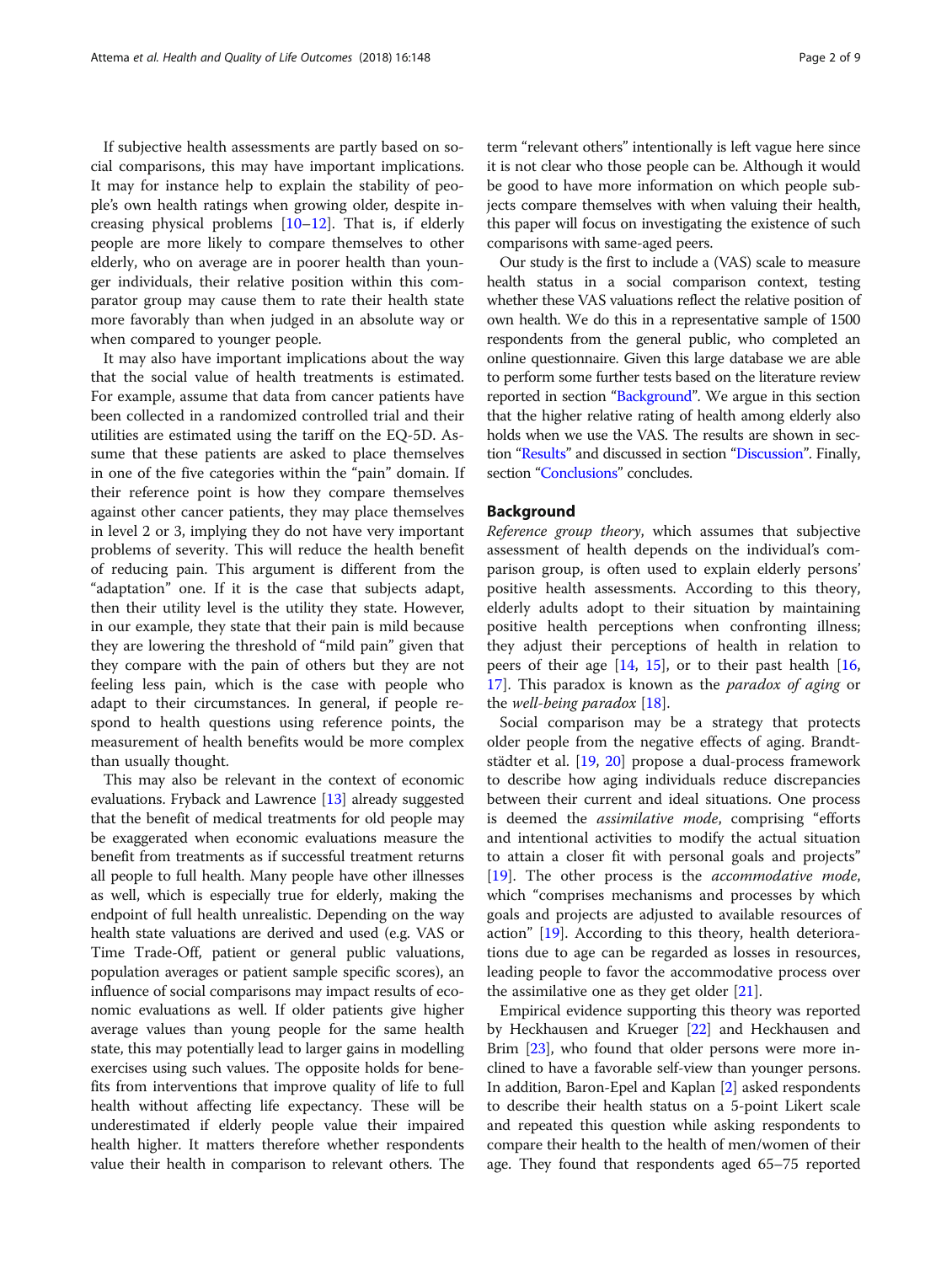If subjective health assessments are partly based on social comparisons, this may have important implications. It may for instance help to explain the stability of people's own health ratings when growing older, despite increasing physical problems [10–12]. That is, if elderly people are more likely to compare themselves to other elderly, who on average are in poorer health than younger individuals, their relative position within this comparator group may cause them to rate their health state more favorably than when judged in an absolute way or when compared to younger people.

It may also have important implications about the way that the social value of health treatments is estimated. For example, assume that data from cancer patients have been collected in a randomized controlled trial and their utilities are estimated using the tariff on the EQ-5D. Assume that these patients are asked to place themselves in one of the five categories within the "pain" domain. If their reference point is how they compare themselves against other cancer patients, they may place themselves in level 2 or 3, implying they do not have very important problems of severity. This will reduce the health benefit of reducing pain. This argument is different from the "adaptation" one. If it is the case that subjects adapt, then their utility level is the utility they state. However, in our example, they state that their pain is mild because they are lowering the threshold of "mild pain" given that they compare with the pain of others but they are not feeling less pain, which is the case with people who adapt to their circumstances. In general, if people respond to health questions using reference points, the measurement of health benefits would be more complex than usually thought.

This may also be relevant in the context of economic evaluations. Fryback and Lawrence [13] already suggested that the benefit of medical treatments for old people may be exaggerated when economic evaluations measure the benefit from treatments as if successful treatment returns all people to full health. Many people have other illnesses as well, which is especially true for elderly, making the endpoint of full health unrealistic. Depending on the way health state valuations are derived and used (e.g. VAS or Time Trade-Off, patient or general public valuations, population averages or patient sample specific scores), an influence of social comparisons may impact results of economic evaluations as well. If older patients give higher average values than young people for the same health state, this may potentially lead to larger gains in modelling exercises using such values. The opposite holds for benefits from interventions that improve quality of life to full health without affecting life expectancy. These will be underestimated if elderly people value their impaired health higher. It matters therefore whether respondents value their health in comparison to relevant others. The term "relevant others" intentionally is left vague here since it is not clear who those people can be. Although it would be good to have more information on which people subjects compare themselves with when valuing their health, this paper will focus on investigating the existence of such comparisons with same-aged peers.

Our study is the first to include a (VAS) scale to measure health status in a social comparison context, testing whether these VAS valuations reflect the relative position of own health. We do this in a representative sample of 1500 respondents from the general public, who completed an online questionnaire. Given this large database we are able to perform some further tests based on the literature review reported in section "Background". We argue in this section that the higher relative rating of health among elderly also holds when we use the VAS. The results are shown in section "Results" and discussed in section "Discussion". Finally, section "Conclusions" concludes.

## Background

*Reference group theory*, which assumes that subjective assessment of health depends on the individual's comparison group, is often used to explain elderly persons' positive health assessments. According to this theory, elderly adults adopt to their situation by maintaining positive health perceptions when confronting illness; they adjust their perceptions of health in relation to peers of their age [14, 15], or to their past health [16, 17]. This paradox is known as the *paradox of aging* or the *well-being paradox* [18].

Social comparison may be a strategy that protects older people from the negative effects of aging. Brandtstädter et al. [19, 20] propose a dual-process framework to describe how aging individuals reduce discrepancies between their current and ideal situations. One process is deemed the *assimilative mode*, comprising "efforts and intentional activities to modify the actual situation to attain a closer fit with personal goals and projects" [19]. The other process is the *accommodative mode*, which "comprises mechanisms and processes by which goals and projects are adjusted to available resources of action" [19]. According to this theory, health deteriorations due to age can be regarded as losses in resources, leading people to favor the accommodative process over the assimilative one as they get older [21].

Empirical evidence supporting this theory was reported by Heckhausen and Krueger [22] and Heckhausen and Brim [23], who found that older persons were more inclined to have a favorable self-view than younger persons. In addition, Baron-Epel and Kaplan [2] asked respondents to describe their health status on a 5-point Likert scale and repeated this question while asking respondents to compare their health to the health of men/women of their age. They found that respondents aged 65–75 reported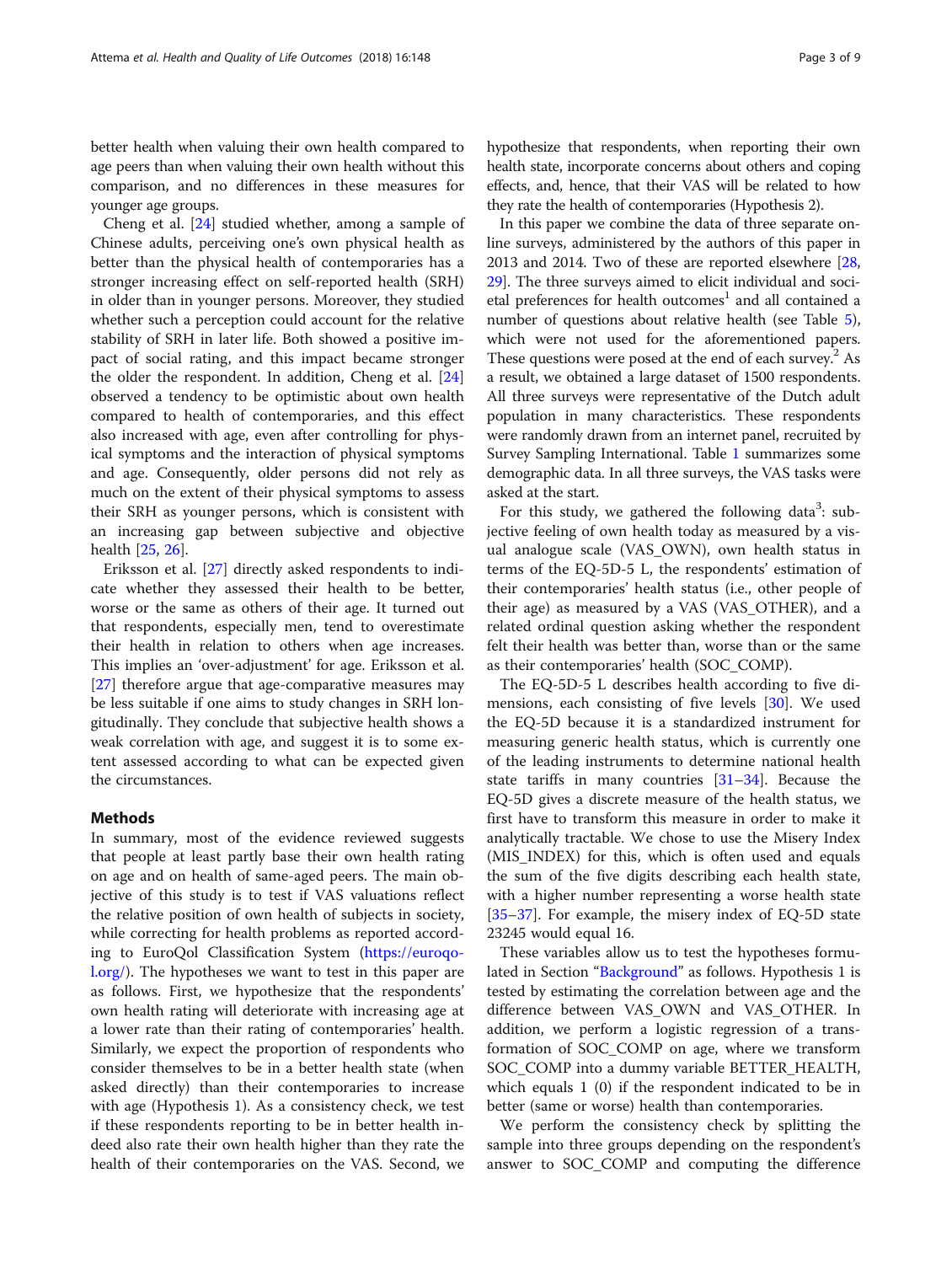better health when valuing their own health compared to age peers than when valuing their own health without this comparison, and no differences in these measures for younger age groups.

Cheng et al. [24] studied whether, among a sample of Chinese adults, perceiving one's own physical health as better than the physical health of contemporaries has a stronger increasing effect on self-reported health (SRH) in older than in younger persons. Moreover, they studied whether such a perception could account for the relative stability of SRH in later life. Both showed a positive impact of social rating, and this impact became stronger the older the respondent. In addition, Cheng et al. [24] observed a tendency to be optimistic about own health compared to health of contemporaries, and this effect also increased with age, even after controlling for physical symptoms and the interaction of physical symptoms and age. Consequently, older persons did not rely as much on the extent of their physical symptoms to assess their SRH as younger persons, which is consistent with an increasing gap between subjective and objective health [25, 26].

Eriksson et al. [27] directly asked respondents to indicate whether they assessed their health to be better, worse or the same as others of their age. It turned out that respondents, especially men, tend to overestimate their health in relation to others when age increases. This implies an 'over-adjustment' for age. Eriksson et al. [27] therefore argue that age-comparative measures may be less suitable if one aims to study changes in SRH longitudinally. They conclude that subjective health shows a weak correlation with age, and suggest it is to some extent assessed according to what can be expected given the circumstances.

## Methods

In summary, most of the evidence reviewed suggests that people at least partly base their own health rating on age and on health of same-aged peers. The main objective of this study is to test if VAS valuations reflect the relative position of own health of subjects in society, while correcting for health problems as reported according to EuroQol Classification System (https://euroqol.org/). The hypotheses we want to test in this paper are as follows. First, we hypothesize that the respondents' own health rating will deteriorate with increasing age at a lower rate than their rating of contemporaries' health. Similarly, we expect the proportion of respondents who consider themselves to be in a better health state (when asked directly) than their contemporaries to increase with age (Hypothesis 1). As a consistency check, we test if these respondents reporting to be in better health indeed also rate their own health higher than they rate the health of their contemporaries on the VAS. Second, we hypothesize that respondents, when reporting their own health state, incorporate concerns about others and coping effects, and, hence, that their VAS will be related to how they rate the health of contemporaries (Hypothesis 2).

In this paper we combine the data of three separate online surveys, administered by the authors of this paper in 2013 and 2014. Two of these are reported elsewhere [28, 29]. The three surveys aimed to elicit individual and societal preferences for health outcomes[1] and all contained a number of questions about relative health (see Table 5), which were not used for the aforementioned papers. These questions were posed at the end of each survey.[2] As a result, we obtained a large dataset of 1500 respondents. All three surveys were representative of the Dutch adult population in many characteristics. These respondents were randomly drawn from an internet panel, recruited by Survey Sampling International. Table 1 summarizes some demographic data. In all three surveys, the VAS tasks were asked at the start.

For this study, we gathered the following data[3]: subjective feeling of own health today as measured by a visual analogue scale (VAS_OWN), own health status in terms of the EQ-5D-5 L, the respondents' estimation of their contemporaries' health status (i.e., other people of their age) as measured by a VAS (VAS_OTHER), and a related ordinal question asking whether the respondent felt their health was better than, worse than or the same as their contemporaries' health (SOC_COMP).

The EQ-5D-5 L describes health according to five dimensions, each consisting of five levels [30]. We used the EQ-5D because it is a standardized instrument for measuring generic health status, which is currently one of the leading instruments to determine national health state tariffs in many countries [31–34]. Because the EQ-5D gives a discrete measure of the health status, we first have to transform this measure in order to make it analytically tractable. We chose to use the Misery Index (MIS_INDEX) for this, which is often used and equals the sum of the five digits describing each health state, with a higher number representing a worse health state [35–37]. For example, the misery index of EQ-5D state 23245 would equal 16.

These variables allow us to test the hypotheses formulated in Section "Background" as follows. Hypothesis 1 is tested by estimating the correlation between age and the difference between VAS_OWN and VAS_OTHER. In addition, we perform a logistic regression of a transformation of SOC_COMP on age, where we transform SOC_COMP into a dummy variable BETTER_HEALTH, which equals 1 (0) if the respondent indicated to be in better (same or worse) health than contemporaries.

We perform the consistency check by splitting the sample into three groups depending on the respondent's answer to SOC_COMP and computing the difference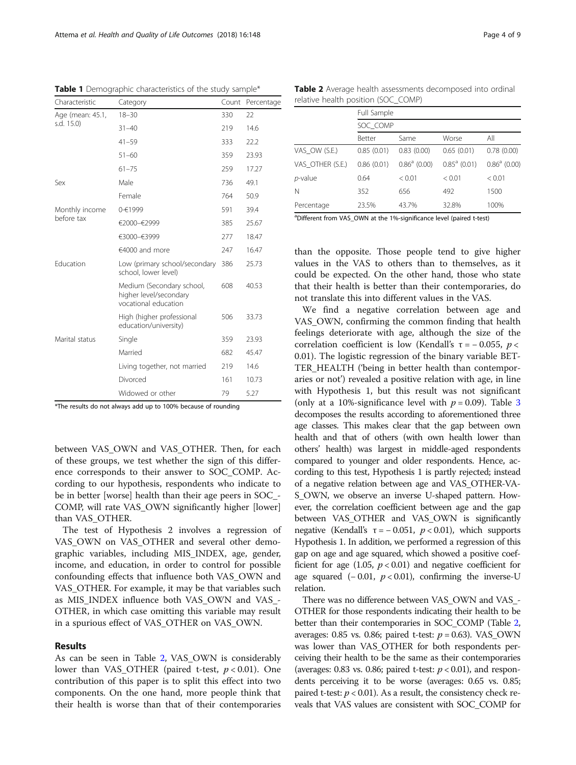**Table 1** Demographic characteristics of the study sample*

| Characteristic | Category | Count | Percentage |
|---|---|---|---|
| Age (mean: 45.1, s.d. 15.0) | 18–30 | 330 | 22 |
| | 31–40 | 219 | 14.6 |
| | 41–59 | 333 | 22.2 |
| | 51–60 | 359 | 23.93 |
| | 61–75 | 259 | 17.27 |
| Sex | Male | 736 | 49.1 |
| | Female | 764 | 50.9 |
| Monthly income before tax | 0-€1999 | 591 | 39.4 |
| | €2000–€2999 | 385 | 25.67 |
| | €3000–€3999 | 277 | 18.47 |
| | €4000 and more | 247 | 16.47 |
| Education | Low (primary school/secondary school, lower level) | 386 | 25.73 |
| | Medium (Secondary school, higher level/secondary vocational education | 608 | 40.53 |
| | High (higher professional education/university) | 506 | 33.73 |
| Marital status | Single | 359 | 23.93 |
| | Married | 682 | 45.47 |
| | Living together, not married | 219 | 14.6 |
| | Divorced | 161 | 10.73 |
| | Widowed or other | 79 | 5.27 |

*The results do not always add up to 100% because of rounding

**Table 2** Average health assessments decomposed into ordinal relative health position (SOC_COMP)

| | Full Sample | | | |
|---|---|---|---|---|
| | SOC_COMP | | | |
| | Better | Same | Worse | All |
| VAS_OW (S.E.) | 0.85 (0.01) | 0.83 (0.00) | 0.65 (0.01) | 0.78 (0.00) |
| VAS_OTHER (S.E.) | 0.86 (0.01) | 0.86[a] (0.00) | 0.85[a] (0.01) | 0.86[a] (0.00) |
| *p*-value | 0.64 | < 0.01 | < 0.01 | < 0.01 |
| N | 352 | 656 | 492 | 1500 |
| Percentage | 23.5% | 43.7% | 32.8% | 100% |

[a]Different from VAS_OWN at the 1%-significance level (paired t-test)

between VAS_OWN and VAS_OTHER. Then, for each of these groups, we test whether the sign of this difference corresponds to their answer to SOC_COMP. According to our hypothesis, respondents who indicate to be in better [worse] health than their age peers in SOC_COMP, will rate VAS_OWN significantly higher [lower] than VAS_OTHER.

The test of Hypothesis 2 involves a regression of VAS_OWN on VAS_OTHER and several other demographic variables, including MIS_INDEX, age, gender, income, and education, in order to control for possible confounding effects that influence both VAS_OWN and VAS_OTHER. For example, it may be that variables such as MIS_INDEX influence both VAS_OWN and VAS_OTHER, in which case omitting this variable may result in a spurious effect of VAS_OTHER on VAS_OWN.

## Results

As can be seen in Table 2, VAS_OWN is considerably lower than VAS_OTHER (paired t-test, $p < 0.01$). One contribution of this paper is to split this effect into two components. On the one hand, more people think that their health is worse than that of their contemporaries than the opposite. Those people tend to give higher values in the VAS to others than to themselves, as it could be expected. On the other hand, those who state that their health is better than their contemporaries, do not translate this into different values in the VAS.

We find a negative correlation between age and VAS_OWN, confirming the common finding that health feelings deteriorate with age, although the size of the correlation coefficient is low (Kendall's $\tau = -0.055$, $p < 0.01$). The logistic regression of the binary variable BETTER_HEALTH ('being in better health than contemporaries or not') revealed a positive relation with age, in line with Hypothesis 1, but this result was not significant (only at a 10%-significance level with $p = 0.09$). Table 3 decomposes the results according to aforementioned three age classes. This makes clear that the gap between own health and that of others (with own health lower than others' health) was largest in middle-aged respondents compared to younger and older respondents. Hence, according to this test, Hypothesis 1 is partly rejected; instead of a negative relation between age and VAS_OTHER-VAS_OWN, we observe an inverse U-shaped pattern. However, the correlation coefficient between age and the gap between VAS_OTHER and VAS_OWN is significantly negative (Kendall's $\tau = -0.051$, $p < 0.01$), which supports Hypothesis 1. In addition, we performed a regression of this gap on age and age squared, which showed a positive coefficient for age (1.05, $p < 0.01$) and negative coefficient for age squared (− 0.01, $p < 0.01$), confirming the inverse-U relation.

There was no difference between VAS_OWN and VAS_OTHER for those respondents indicating their health to be better than their contemporaries in SOC_COMP (Table 2, averages: 0.85 vs. 0.86; paired t-test: $p = 0.63$). VAS_OWN was lower than VAS_OTHER for both respondents perceiving their health to be the same as their contemporaries (averages: 0.83 vs. 0.86; paired t-test: $p < 0.01$), and respondents perceiving it to be worse (averages: 0.65 vs. 0.85; paired t-test: $p < 0.01$). As a result, the consistency check reveals that VAS values are consistent with SOC_COMP for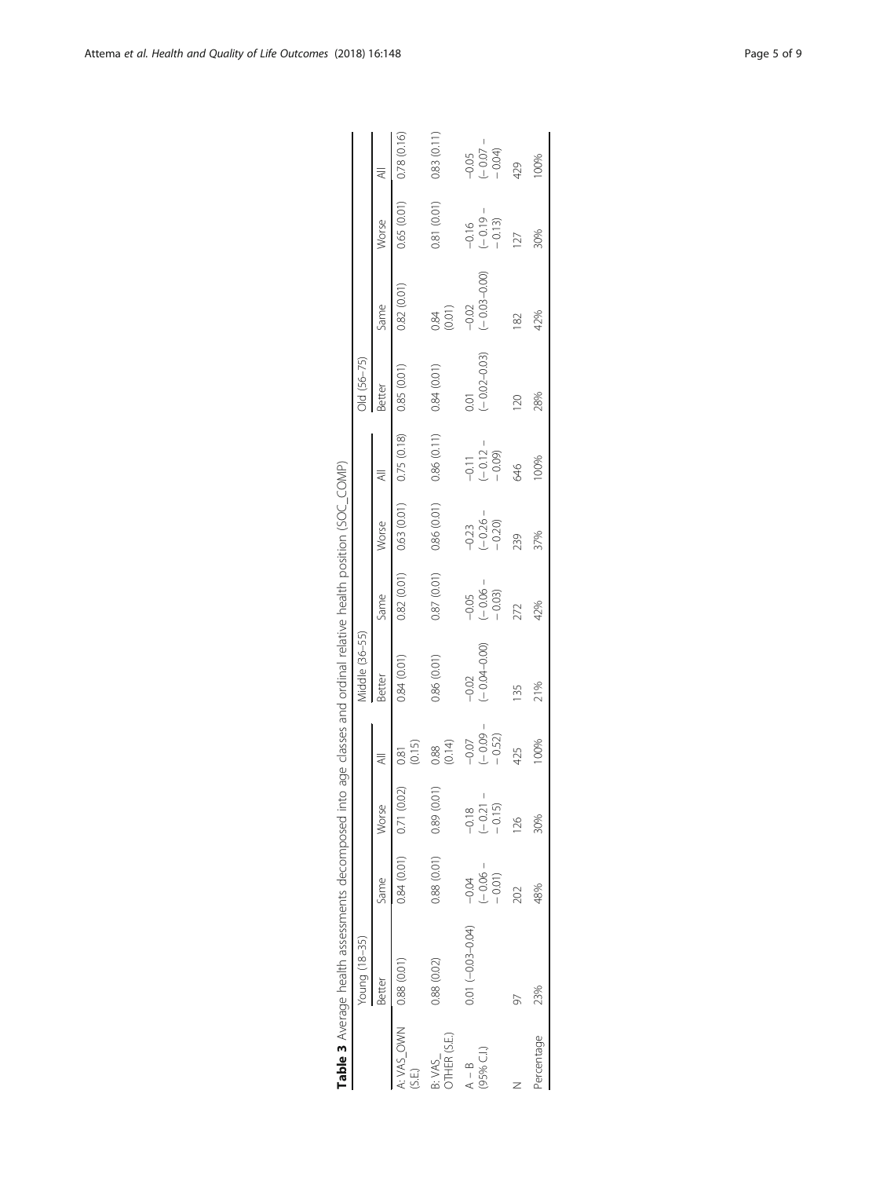**Table 3** Average health assessments decomposed into age classes and ordinal relative health position (SOC_COMP)

| | Young (18–35) | | | | Middle (36–55) | | | | Old (56–75) | | | |
|---|---|---|---|---|---|---|---|---|---|---|---|---|
| | Better | Same | Worse | All | Better | Same | Worse | All | Better | Same | Worse | All |
| A: VAS_OWN (S.E.) | 0.88 (0.01) | 0.84 (0.01) | 0.71 (0.02) | 0.81 (0.15) | 0.84 (0.01) | 0.82 (0.01) | 0.63 (0.01) | 0.75 (0.18) | 0.85 (0.01) | 0.82 (0.01) | 0.65 (0.01) | 0.78 (0.16) |
| B: VAS_ OTHER (S.E.) | 0.88 (0.02) | 0.88 (0.01) | 0.89 (0.01) | 0.88 (0.14) | 0.86 (0.01) | 0.87 (0.01) | 0.86 (0.01) | 0.86 (0.11) | 0.84 (0.01) | 0.84 (0.01) | 0.81 (0.01) | 0.83 (0.11) |
| A − B (95% C.I.) | 0.01 (−0.03–0.04) | −0.04 (− 0.06 – − 0.01) | −0.18 (− 0.21 – − 0.15) | −0.07 (− 0.09 – − 0.52) | −0.02 (− 0.04–0.00) | −0.05 (− 0.06 – − 0.03) | −0.23 (− 0.26 – − 0.20) | −0.11 (− 0.12 – − 0.09) | 0.01 (− 0.02–0.03) | −0.02 (− 0.03–0.00) | −0.16 (− 0.19 – − 0.13) | −0.05 (− 0.07 – − 0.04) |
| N | 97 | 202 | 126 | 425 | 135 | 272 | 239 | 646 | 120 | 182 | 127 | 429 |
| Percentage | 23% | 48% | 30% | 100% | 21% | 42% | 37% | 100% | 28% | 42% | 30% | 100% |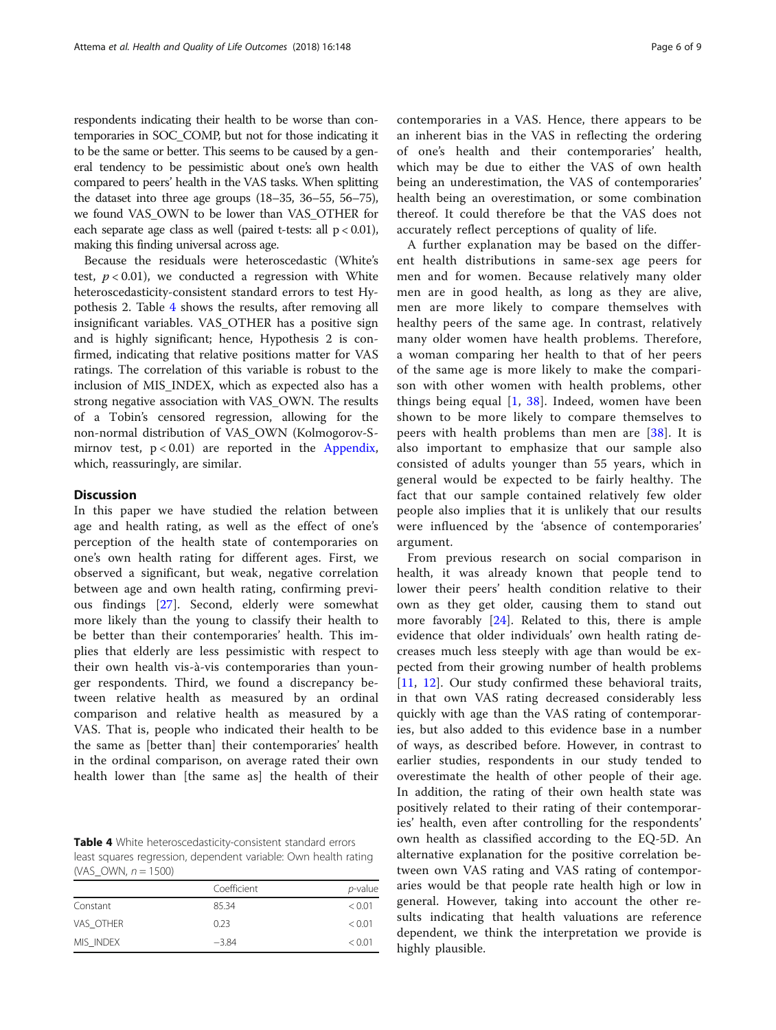respondents indicating their health to be worse than contemporaries in SOC_COMP, but not for those indicating it to be the same or better. This seems to be caused by a general tendency to be pessimistic about one's own health compared to peers' health in the VAS tasks. When splitting the dataset into three age groups (18–35, 36–55, 56–75), we found VAS_OWN to be lower than VAS_OTHER for each separate age class as well (paired t-tests: all $p < 0.01$), making this finding universal across age.

Because the residuals were heteroscedastic (White's test, $p < 0.01$), we conducted a regression with White heteroscedasticity-consistent standard errors to test Hypothesis 2. Table 4 shows the results, after removing all insignificant variables. VAS_OTHER has a positive sign and is highly significant; hence, Hypothesis 2 is confirmed, indicating that relative positions matter for VAS ratings. The correlation of this variable is robust to the inclusion of MIS_INDEX, which as expected also has a strong negative association with VAS_OWN. The results of a Tobin's censored regression, allowing for the non-normal distribution of VAS_OWN (Kolmogorov-Smirnov test, $p < 0.01$) are reported in the Appendix, which, reassuringly, are similar.

## Discussion

In this paper we have studied the relation between age and health rating, as well as the effect of one's perception of the health state of contemporaries on one's own health rating for different ages. First, we observed a significant, but weak, negative correlation between age and own health rating, confirming previous findings [27]. Second, elderly were somewhat more likely than the young to classify their health to be better than their contemporaries' health. This implies that elderly are less pessimistic with respect to their own health vis-à-vis contemporaries than younger respondents. Third, we found a discrepancy between relative health as measured by an ordinal comparison and relative health as measured by a VAS. That is, people who indicated their health to be the same as [better than] their contemporaries' health in the ordinal comparison, on average rated their own health lower than [the same as] the health of their contemporaries in a VAS. Hence, there appears to be an inherent bias in the VAS in reflecting the ordering of one's health and their contemporaries' health, which may be due to either the VAS of own health being an underestimation, the VAS of contemporaries' health being an overestimation, or some combination thereof. It could therefore be that the VAS does not accurately reflect perceptions of quality of life.

**Table 4** White heteroscedasticity-consistent standard errors least squares regression, dependent variable: Own health rating (VAS_OWN, $n = 1500$)

| | Coefficient | *p*-value |
|---|---|---|
| Constant | 85.34 | < 0.01 |
| VAS_OTHER | 0.23 | < 0.01 |
| MIS_INDEX | −3.84 | < 0.01 |

A further explanation may be based on the different health distributions in same-sex age peers for men and for women. Because relatively many older men are in good health, as long as they are alive, men are more likely to compare themselves with healthy peers of the same age. In contrast, relatively many older women have health problems. Therefore, a woman comparing her health to that of her peers of the same age is more likely to make the comparison with other women with health problems, other things being equal [1, 38]. Indeed, women have been shown to be more likely to compare themselves to peers with health problems than men are [38]. It is also important to emphasize that our sample also consisted of adults younger than 55 years, which in general would be expected to be fairly healthy. The fact that our sample contained relatively few older people also implies that it is unlikely that our results were influenced by the 'absence of contemporaries' argument.

From previous research on social comparison in health, it was already known that people tend to lower their peers' health condition relative to their own as they get older, causing them to stand out more favorably [24]. Related to this, there is ample evidence that older individuals' own health rating decreases much less steeply with age than would be expected from their growing number of health problems [11, 12]. Our study confirmed these behavioral traits, in that own VAS rating decreased considerably less quickly with age than the VAS rating of contemporaries, but also added to this evidence base in a number of ways, as described before. However, in contrast to earlier studies, respondents in our study tended to overestimate the health of other people of their age. In addition, the rating of their own health state was positively related to their rating of their contemporaries' health, even after controlling for the respondents' own health as classified according to the EQ-5D. An alternative explanation for the positive correlation between own VAS rating and VAS rating of contemporaries would be that people rate health high or low in general. However, taking into account the other results indicating that health valuations are reference dependent, we think the interpretation we provide is highly plausible.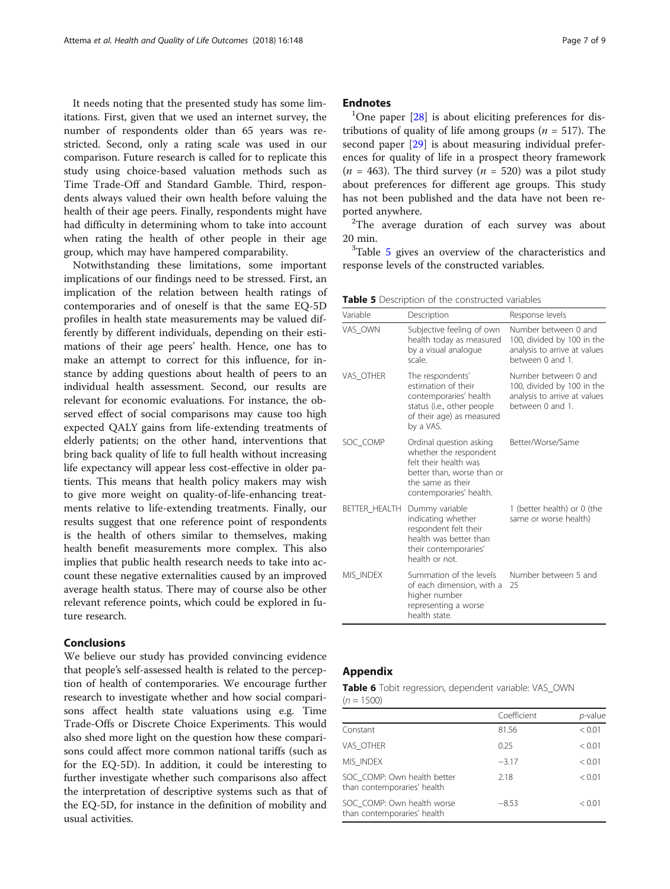It needs noting that the presented study has some limitations. First, given that we used an internet survey, the number of respondents older than 65 years was restricted. Second, only a rating scale was used in our comparison. Future research is called for to replicate this study using choice-based valuation methods such as Time Trade-Off and Standard Gamble. Third, respondents always valued their own health before valuing the health of their age peers. Finally, respondents might have had difficulty in determining whom to take into account when rating the health of other people in their age group, which may have hampered comparability.

Notwithstanding these limitations, some important implications of our findings need to be stressed. First, an implication of the relation between health ratings of contemporaries and of oneself is that the same EQ-5D profiles in health state measurements may be valued differently by different individuals, depending on their estimations of their age peers' health. Hence, one has to make an attempt to correct for this influence, for instance by adding questions about health of peers to an individual health assessment. Second, our results are relevant for economic evaluations. For instance, the observed effect of social comparisons may cause too high expected QALY gains from life-extending treatments of elderly patients; on the other hand, interventions that bring back quality of life to full health without increasing life expectancy will appear less cost-effective in older patients. This means that health policy makers may wish to give more weight on quality-of-life-enhancing treatments relative to life-extending treatments. Finally, our results suggest that one reference point of respondents is the health of others similar to themselves, making health benefit measurements more complex. This also implies that public health research needs to take into account these negative externalities caused by an improved average health status. There may of course also be other relevant reference points, which could be explored in future research.

## Conclusions

We believe our study has provided convincing evidence that people's self-assessed health is related to the perception of health of contemporaries. We encourage further research to investigate whether and how social comparisons affect health state valuations using e.g. Time Trade-Offs or Discrete Choice Experiments. This would also shed more light on the question how these comparisons could affect more common national tariffs (such as for the EQ-5D). In addition, it could be interesting to further investigate whether such comparisons also affect the interpretation of descriptive systems such as that of the EQ-5D, for instance in the definition of mobility and usual activities.

## Endnotes

[1]One paper [28] is about eliciting preferences for distributions of quality of life among groups ($n$ = 517). The second paper [29] is about measuring individual preferences for quality of life in a prospect theory framework ($n$ = 463). The third survey ($n$ = 520) was a pilot study about preferences for different age groups. This study has not been published and the data have not been reported anywhere.

[2]The average duration of each survey was about 20 min.

[3]Table 5 gives an overview of the characteristics and response levels of the constructed variables.

**Table 5** Description of the constructed variables

| Variable | Description | Response levels |
|---|---|---|
| VAS_OWN | Subjective feeling of own health today as measured by a visual analogue scale. | Number between 0 and 100, divided by 100 in the analysis to arrive at values between 0 and 1. |
| VAS_OTHER | The respondents' estimation of their contemporaries' health status (i.e., other people of their age) as measured by a VAS. | Number between 0 and 100, divided by 100 in the analysis to arrive at values between 0 and 1. |
| SOC_COMP | Ordinal question asking whether the respondent felt their health was better than, worse than or the same as their contemporaries' health. | Better/Worse/Same |
| BETTER_HEALTH | Dummy variable indicating whether respondent felt their health was better than their contemporaries' health or not. | 1 (better health) or 0 (the same or worse health) |
| MIS_INDEX | Summation of the levels of each dimension, with a higher number representing a worse health state. | Number between 5 and 25 |

## Appendix

**Table 6** Tobit regression, dependent variable: VAS_OWN ($n$ = 1500)

| | Coefficient | $p$-value |
|---|---|---|
| Constant | 81.56 | < 0.01 |
| VAS_OTHER | 0.25 | < 0.01 |
| MIS_INDEX | −3.17 | < 0.01 |
| SOC_COMP: Own health better than contemporaries' health | 2.18 | < 0.01 |
| SOC_COMP: Own health worse than contemporaries' health | −8.53 | < 0.01 |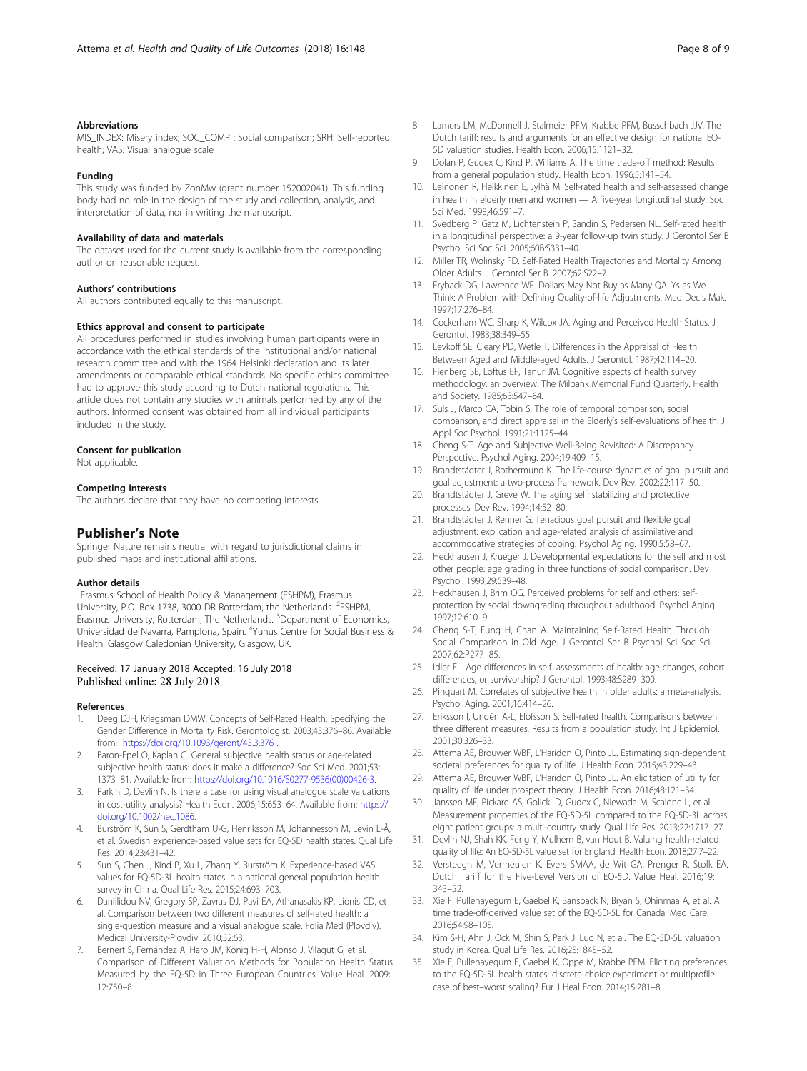### Abbreviations

MIS_INDEX: Misery index; SOC_COMP : Social comparison; SRH: Self-reported health; VAS: Visual analogue scale

### Funding

This study was funded by ZonMw (grant number 152002041). This funding body had no role in the design of the study and collection, analysis, and interpretation of data, nor in writing the manuscript.

### Availability of data and materials

The dataset used for the current study is available from the corresponding author on reasonable request.

### Authors' contributions

All authors contributed equally to this manuscript.

### Ethics approval and consent to participate

All procedures performed in studies involving human participants were in accordance with the ethical standards of the institutional and/or national research committee and with the 1964 Helsinki declaration and its later amendments or comparable ethical standards. No specific ethics committee had to approve this study according to Dutch national regulations. This article does not contain any studies with animals performed by any of the authors. Informed consent was obtained from all individual participants included in the study.

### Consent for publication

Not applicable.

### Competing interests

The authors declare that they have no competing interests.

## Publisher's Note

Springer Nature remains neutral with regard to jurisdictional claims in published maps and institutional affiliations.

### Author details

[1]Erasmus School of Health Policy & Management (ESHPM), Erasmus University, P.O. Box 1738, 3000 DR Rotterdam, the Netherlands. [2]ESHPM, Erasmus University, Rotterdam, The Netherlands. [3]Department of Economics, Universidad de Navarra, Pamplona, Spain. [4]Yunus Centre for Social Business & Health, Glasgow Caledonian University, Glasgow, UK.

Received: 17 January 2018 Accepted: 16 July 2018
Published online: 28 July 2018

### References

1. Deeg DJH, Kriegsman DMW. Concepts of Self-Rated Health: Specifying the Gender Difference in Mortality Risk. Gerontologist. 2003;43:376–86. Available from: https://doi.org/10.1093/geront/43.3.376 .
2. Baron-Epel O, Kaplan G. General subjective health status or age-related subjective health status: does it make a difference? Soc Sci Med. 2001;53:1373–81. Available from: https://doi.org/10.1016/S0277-9536(00)00426-3.
3. Parkin D, Devlin N. Is there a case for using visual analogue scale valuations in cost-utility analysis? Health Econ. 2006;15:653–64. Available from: https://doi.org/10.1002/hec.1086.
4. Burström K, Sun S, Gerdtham U-G, Henriksson M, Johannesson M, Levin L-Å, et al. Swedish experience-based value sets for EQ-5D health states. Qual Life Res. 2014;23:431–42.
5. Sun S, Chen J, Kind P, Xu L, Zhang Y, Burström K. Experience-based VAS values for EQ-5D-3L health states in a national general population health survey in China. Qual Life Res. 2015;24:693–703.
6. Daniilidou NV, Gregory SP, Zavras DJ, Pavi EA, Athanasakis KP, Lionis CD, et al. Comparison between two different measures of self-rated health: a single-question measure and a visual analogue scale. Folia Med (Plovdiv). Medical University-Plovdiv. 2010;52:63.
7. Bernert S, Fernández A, Haro JM, König H-H, Alonso J, Vilagut G, et al. Comparison of Different Valuation Methods for Population Health Status Measured by the EQ-5D in Three European Countries. Value Heal. 2009; 12:750–8.
8. Lamers LM, McDonnell J, Stalmeier PFM, Krabbe PFM, Busschbach JJV. The Dutch tariff: results and arguments for an effective design for national EQ-5D valuation studies. Health Econ. 2006;15:1121–32.
9. Dolan P, Gudex C, Kind P, Williams A. The time trade-off method: Results from a general population study. Health Econ. 1996;5:141–54.
10. Leinonen R, Heikkinen E, Jylhä M. Self-rated health and self-assessed change in health in elderly men and women — A five-year longitudinal study. Soc Sci Med. 1998;46:591–7.
11. Svedberg P, Gatz M, Lichtenstein P, Sandin S, Pedersen NL. Self-rated health in a longitudinal perspective: a 9-year follow-up twin study. J Gerontol Ser B Psychol Sci Soc Sci. 2005;60B:S331–40.
12. Miller TR, Wolinsky FD. Self-Rated Health Trajectories and Mortality Among Older Adults. J Gerontol Ser B. 2007;62:S22–7.
13. Fryback DG, Lawrence WF. Dollars May Not Buy as Many QALYs as We Think: A Problem with Defining Quality-of-life Adjustments. Med Decis Mak. 1997;17:276–84.
14. Cockerham WC, Sharp K, Wilcox JA. Aging and Perceived Health Status. J Gerontol. 1983;38:349–55.
15. Levkoff SE, Cleary PD, Wetle T. Differences in the Appraisal of Health Between Aged and Middle-aged Adults. J Gerontol. 1987;42:114–20.
16. Fienberg SE, Loftus EF, Tanur JM. Cognitive aspects of health survey methodology: an overview. The Milbank Memorial Fund Quarterly. Health and Society. 1985;63:547–64.
17. Suls J, Marco CA, Tobin S. The role of temporal comparison, social comparison, and direct appraisal in the Elderly's self-evaluations of health. J Appl Soc Psychol. 1991;21:1125–44.
18. Cheng S-T. Age and Subjective Well-Being Revisited: A Discrepancy Perspective. Psychol Aging. 2004;19:409–15.
19. Brandtstädter J, Rothermund K. The life-course dynamics of goal pursuit and goal adjustment: a two-process framework. Dev Rev. 2002;22:117–50.
20. Brandtstädter J, Greve W. The aging self: stabilizing and protective processes. Dev Rev. 1994;14:52–80.
21. Brandtstädter J, Renner G. Tenacious goal pursuit and flexible goal adjustment: explication and age-related analysis of assimilative and accommodative strategies of coping. Psychol Aging. 1990;5:58–67.
22. Heckhausen J, Krueger J. Developmental expectations for the self and most other people: age grading in three functions of social comparison. Dev Psychol. 1993;29:539–48.
23. Heckhausen J, Brim OG. Perceived problems for self and others: self-protection by social downgrading throughout adulthood. Psychol Aging. 1997;12:610–9.
24. Cheng S-T, Fung H, Chan A. Maintaining Self-Rated Health Through Social Comparison in Old Age. J Gerontol Ser B Psychol Sci Soc Sci. 2007;62:P277–85.
25. Idler EL. Age differences in self–assessments of health: age changes, cohort differences, or survivorship? J Gerontol. 1993;48:S289–300.
26. Pinquart M. Correlates of subjective health in older adults: a meta-analysis. Psychol Aging. 2001;16:414–26.
27. Eriksson I, Undén A-L, Elofsson S. Self-rated health. Comparisons between three different measures. Results from a population study. Int J Epidemiol. 2001;30:326–33.
28. Attema AE, Brouwer WBF, L'Haridon O, Pinto JL. Estimating sign-dependent societal preferences for quality of life. J Health Econ. 2015;43:229–43.
29. Attema AE, Brouwer WBF, L'Haridon O, Pinto JL. An elicitation of utility for quality of life under prospect theory. J Health Econ. 2016;48:121–34.
30. Janssen MF, Pickard AS, Golicki D, Gudex C, Niewada M, Scalone L, et al. Measurement properties of the EQ-5D-5L compared to the EQ-5D-3L across eight patient groups: a multi-country study. Qual Life Res. 2013;22:1717–27.
31. Devlin NJ, Shah KK, Feng Y, Mulhern B, van Hout B. Valuing health-related quality of life: An EQ-5D-5L value set for England. Health Econ. 2018;27:7–22.
32. Versteegh M, Vermeulen K, Evers SMAA, de Wit GA, Prenger R, Stolk EA. Dutch Tariff for the Five-Level Version of EQ-5D. Value Heal. 2016;19: 343–52.
33. Xie F, Pullenayegum E, Gaebel K, Bansback N, Bryan S, Ohinmaa A, et al. A time trade-off-derived value set of the EQ-5D-5L for Canada. Med Care. 2016;54:98–105.
34. Kim S-H, Ahn J, Ock M, Shin S, Park J, Luo N, et al. The EQ-5D-5L valuation study in Korea. Qual Life Res. 2016;25:1845–52.
35. Xie F, Pullenayegum E, Gaebel K, Oppe M, Krabbe PFM. Eliciting preferences to the EQ-5D-5L health states: discrete choice experiment or multiprofile case of best–worst scaling? Eur J Heal Econ. 2014;15:281–8.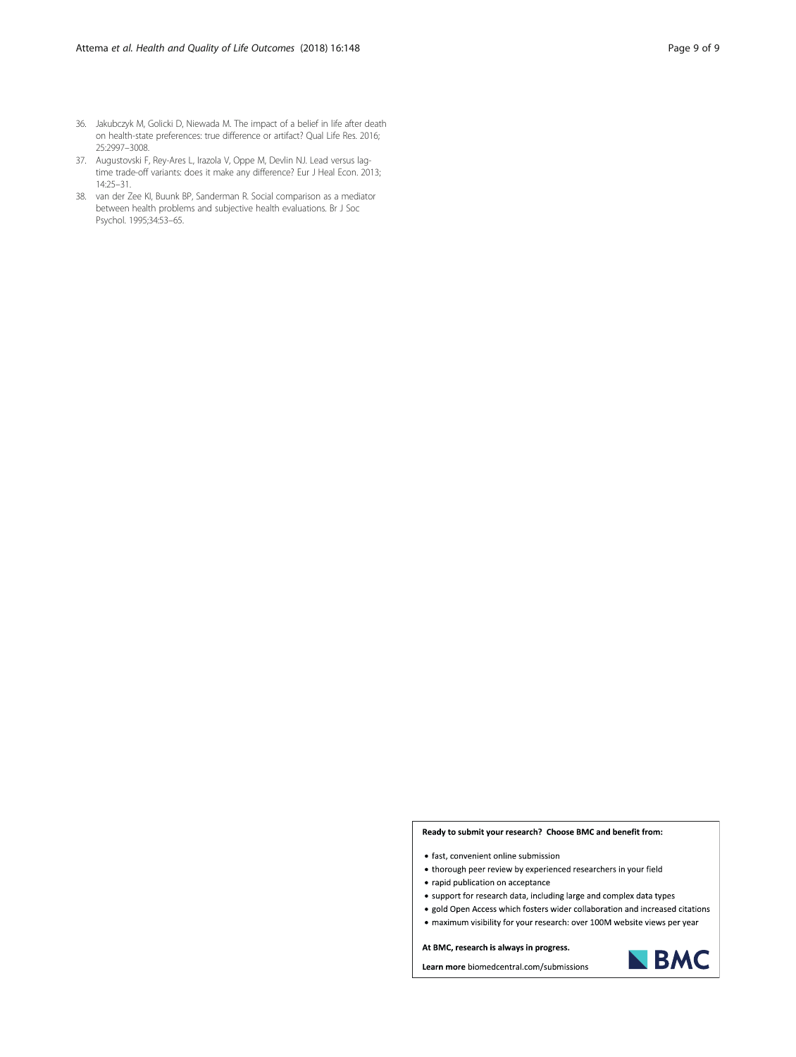36. Jakubczyk M, Golicki D, Niewada M. The impact of a belief in life after death on health-state preferences: true difference or artifact? Qual Life Res. 2016; 25:2997–3008.
37. Augustovski F, Rey-Ares L, Irazola V, Oppe M, Devlin NJ. Lead versus lag-time trade-off variants: does it make any difference? Eur J Heal Econ. 2013; 14:25–31.
38. van der Zee KI, Buunk BP, Sanderman R. Social comparison as a mediator between health problems and subjective health evaluations. Br J Soc Psychol. 1995;34:53–65.

**Ready to submit your research? Choose BMC and benefit from:**

- fast, convenient online submission
- thorough peer review by experienced researchers in your field
- rapid publication on acceptance
- support for research data, including large and complex data types
- gold Open Access which fosters wider collaboration and increased citations
- maximum visibility for your research: over 100M website views per year

**At BMC, research is always in progress.**

**Learn more** biomedcentral.com/submissions

BMC